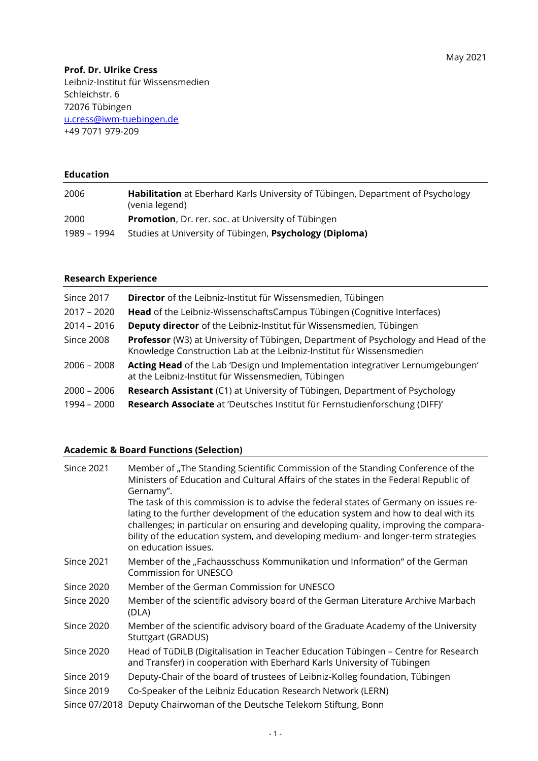May 2021

**Prof. Dr. Ulrike Cress**
Leibniz-Institut für Wissensmedien
Schleichstr. 6
72076 Tübingen
u.cress@iwm-tuebingen.de
+49 7071 979-209

## Education

| | |
|---|---|
| 2006 | **Habilitation** at Eberhard Karls University of Tübingen, Department of Psychology (venia legend) |
| 2000 | **Promotion**, Dr. rer. soc. at University of Tübingen |
| 1989 – 1994 | Studies at University of Tübingen, **Psychology (Diploma)** |

## Research Experience

| | |
|---|---|
| Since 2017 | **Director** of the Leibniz-Institut für Wissensmedien, Tübingen |
| 2017 – 2020 | **Head** of the Leibniz-WissenschaftsCampus Tübingen (Cognitive Interfaces) |
| 2014 – 2016 | **Deputy director** of the Leibniz-Institut für Wissensmedien, Tübingen |
| Since 2008 | **Professor** (W3) at University of Tübingen, Department of Psychology and Head of the Knowledge Construction Lab at the Leibniz-Institut für Wissensmedien |
| 2006 – 2008 | **Acting Head** of the Lab 'Design und Implementation integrativer Lernumgebungen' at the Leibniz-Institut für Wissensmedien, Tübingen |
| 2000 – 2006 | **Research Assistant** (C1) at University of Tübingen, Department of Psychology |
| 1994 – 2000 | **Research Associate** at 'Deutsches Institut für Fernstudienforschung (DIFF)' |

## Academic & Board Functions (Selection)

| | |
|---|---|
| Since 2021 | Member of „The Standing Scientific Commission of the Standing Conference of the Ministers of Education and Cultural Affairs of the states in the Federal Republic of Gernamy". The task of this commission is to advise the federal states of Germany on issues relating to the further development of the education system and how to deal with its challenges; in particular on ensuring and developing quality, improving the comparability of the education system, and developing medium- and longer-term strategies on education issues. |
| Since 2021 | Member of the „Fachausschuss Kommunikation und Information" of the German Commission for UNESCO |
| Since 2020 | Member of the German Commission for UNESCO |
| Since 2020 | Member of the scientific advisory board of the German Literature Archive Marbach (DLA) |
| Since 2020 | Member of the scientific advisory board of the Graduate Academy of the University Stuttgart (GRADUS) |
| Since 2020 | Head of TüDiLB (Digitalisation in Teacher Education Tübingen – Centre for Research and Transfer) in cooperation with Eberhard Karls University of Tübingen |
| Since 2019 | Deputy-Chair of the board of trustees of Leibniz-Kolleg foundation, Tübingen |
| Since 2019 | Co-Speaker of the Leibniz Education Research Network (LERN) |
| Since 07/2018 | Deputy Chairwoman of the Deutsche Telekom Stiftung, Bonn |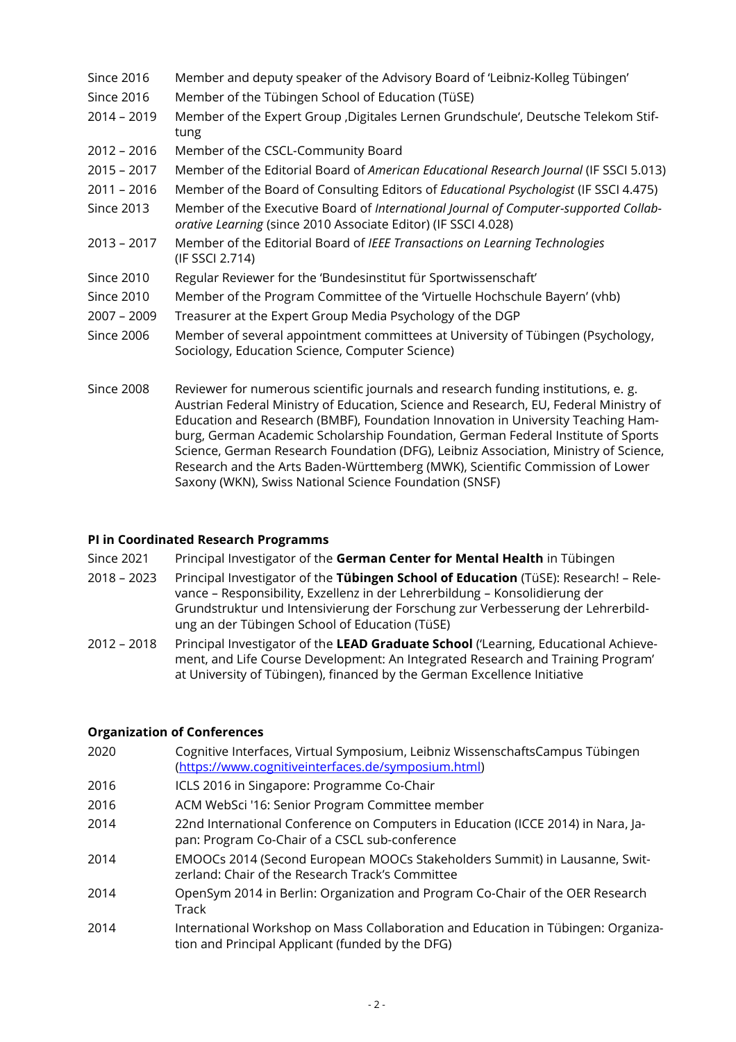| | |
|---|---|
| Since 2016 | Member and deputy speaker of the Advisory Board of 'Leibniz-Kolleg Tübingen' |
| Since 2016 | Member of the Tübingen School of Education (TüSE) |
| 2014 – 2019 | Member of the Expert Group ‚Digitales Lernen Grundschule', Deutsche Telekom Stiftung |
| 2012 – 2016 | Member of the CSCL-Community Board |
| 2015 – 2017 | Member of the Editorial Board of *American Educational Research Journal* (IF SSCI 5.013) |
| 2011 – 2016 | Member of the Board of Consulting Editors of *Educational Psychologist* (IF SSCI 4.475) |
| Since 2013 | Member of the Executive Board of *International Journal of Computer-supported Collaborative Learning* (since 2010 Associate Editor) (IF SSCI 4.028) |
| 2013 – 2017 | Member of the Editorial Board of *IEEE Transactions on Learning Technologies* (IF SSCI 2.714) |
| Since 2010 | Regular Reviewer for the 'Bundesinstitut für Sportwissenschaft' |
| Since 2010 | Member of the Program Committee of the 'Virtuelle Hochschule Bayern' (vhb) |
| 2007 – 2009 | Treasurer at the Expert Group Media Psychology of the DGP |
| Since 2006 | Member of several appointment committees at University of Tübingen (Psychology, Sociology, Education Science, Computer Science) |
| Since 2008 | Reviewer for numerous scientific journals and research funding institutions, e. g. Austrian Federal Ministry of Education, Science and Research, EU, Federal Ministry of Education and Research (BMBF), Foundation Innovation in University Teaching Hamburg, German Academic Scholarship Foundation, German Federal Institute of Sports Science, German Research Foundation (DFG), Leibniz Association, Ministry of Science, Research and the Arts Baden-Württemberg (MWK), Scientific Commission of Lower Saxony (WKN), Swiss National Science Foundation (SNSF) |

**PI in Coordinated Research Programms**

| | |
|---|---|
| Since 2021 | Principal Investigator of the **German Center for Mental Health** in Tübingen |
| 2018 – 2023 | Principal Investigator of the **Tübingen School of Education** (TüSE): Research! – Relevance – Responsibility, Exzellenz in der Lehrerbildung – Konsolidierung der Grundstruktur und Intensivierung der Forschung zur Verbesserung der Lehrerbildung an der Tübingen School of Education (TüSE) |
| 2012 – 2018 | Principal Investigator of the **LEAD Graduate School** ('Learning, Educational Achievement, and Life Course Development: An Integrated Research and Training Program' at University of Tübingen), financed by the German Excellence Initiative |

**Organization of Conferences**

| | |
|---|---|
| 2020 | Cognitive Interfaces, Virtual Symposium, Leibniz WissenschaftsCampus Tübingen (https://www.cognitiveinterfaces.de/symposium.html) |
| 2016 | ICLS 2016 in Singapore: Programme Co-Chair |
| 2016 | ACM WebSci '16: Senior Program Committee member |
| 2014 | 22nd International Conference on Computers in Education (ICCE 2014) in Nara, Japan: Program Co-Chair of a CSCL sub-conference |
| 2014 | EMOOCs 2014 (Second European MOOCs Stakeholders Summit) in Lausanne, Switzerland: Chair of the Research Track's Committee |
| 2014 | OpenSym 2014 in Berlin: Organization and Program Co-Chair of the OER Research Track |
| 2014 | International Workshop on Mass Collaboration and Education in Tübingen: Organization and Principal Applicant (funded by the DFG) |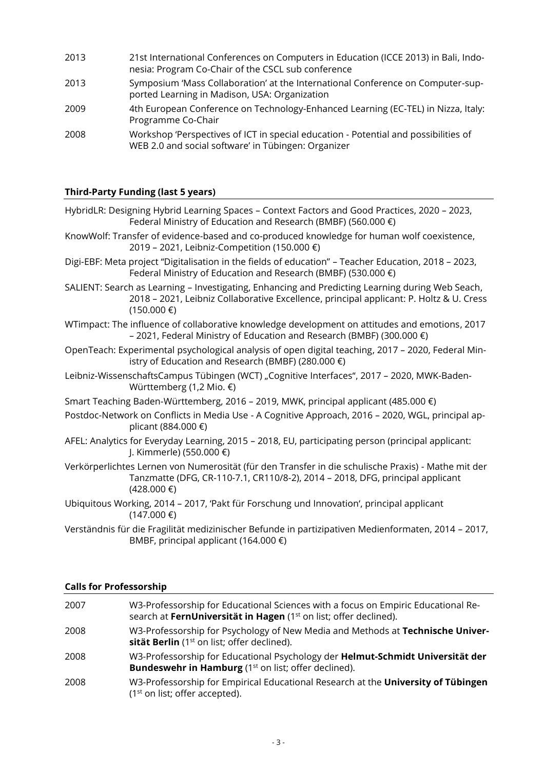2013 21st International Conferences on Computers in Education (ICCE 2013) in Bali, Indonesia: Program Co-Chair of the CSCL sub conference

2013 Symposium 'Mass Collaboration' at the International Conference on Computer-supported Learning in Madison, USA: Organization

2009 4th European Conference on Technology-Enhanced Learning (EC-TEL) in Nizza, Italy: Programme Co-Chair

2008 Workshop 'Perspectives of ICT in special education - Potential and possibilities of WEB 2.0 and social software' in Tübingen: Organizer

**Third-Party Funding (last 5 years)**

HybridLR: Designing Hybrid Learning Spaces – Context Factors and Good Practices, 2020 – 2023, Federal Ministry of Education and Research (BMBF) (560.000 €)

KnowWolf: Transfer of evidence-based and co-produced knowledge for human wolf coexistence, 2019 – 2021, Leibniz-Competition (150.000 €)

Digi-EBF: Meta project "Digitalisation in the fields of education" – Teacher Education, 2018 – 2023, Federal Ministry of Education and Research (BMBF) (530.000 €)

SALIENT: Search as Learning – Investigating, Enhancing and Predicting Learning during Web Seach, 2018 – 2021, Leibniz Collaborative Excellence, principal applicant: P. Holtz & U. Cress (150.000 €)

WTimpact: The influence of collaborative knowledge development on attitudes and emotions, 2017 – 2021, Federal Ministry of Education and Research (BMBF) (300.000 €)

OpenTeach: Experimental psychological analysis of open digital teaching, 2017 – 2020, Federal Ministry of Education and Research (BMBF) (280.000 €)

Leibniz-WissenschaftsCampus Tübingen (WCT) „Cognitive Interfaces", 2017 – 2020, MWK-Baden-Württemberg (1,2 Mio. €)

Smart Teaching Baden-Württemberg, 2016 – 2019, MWK, principal applicant (485.000 €)

Postdoc-Network on Conflicts in Media Use - A Cognitive Approach, 2016 – 2020, WGL, principal applicant (884.000 €)

AFEL: Analytics for Everyday Learning, 2015 – 2018, EU, participating person (principal applicant: J. Kimmerle) (550.000 €)

Verkörperlichtes Lernen von Numerosität (für den Transfer in die schulische Praxis) - Mathe mit der Tanzmatte (DFG, CR-110-7.1, CR110/8-2), 2014 – 2018, DFG, principal applicant (428.000 €)

Ubiquitous Working, 2014 – 2017, 'Pakt für Forschung und Innovation', principal applicant (147.000 €)

Verständnis für die Fragilität medizinischer Befunde in partizipativen Medienformaten, 2014 – 2017, BMBF, principal applicant (164.000 €)

**Calls for Professorship**

2007 W3-Professorship for Educational Sciences with a focus on Empiric Educational Research at **FernUniversität in Hagen** (1st on list; offer declined).

2008 W3-Professorship for Psychology of New Media and Methods at **Technische Universität Berlin** (1st on list; offer declined).

2008 W3-Professorship for Educational Psychology der **Helmut-Schmidt Universität der Bundeswehr in Hamburg** (1st on list; offer declined).

2008 W3-Professorship for Empirical Educational Research at the **University of Tübingen** (1st on list; offer accepted).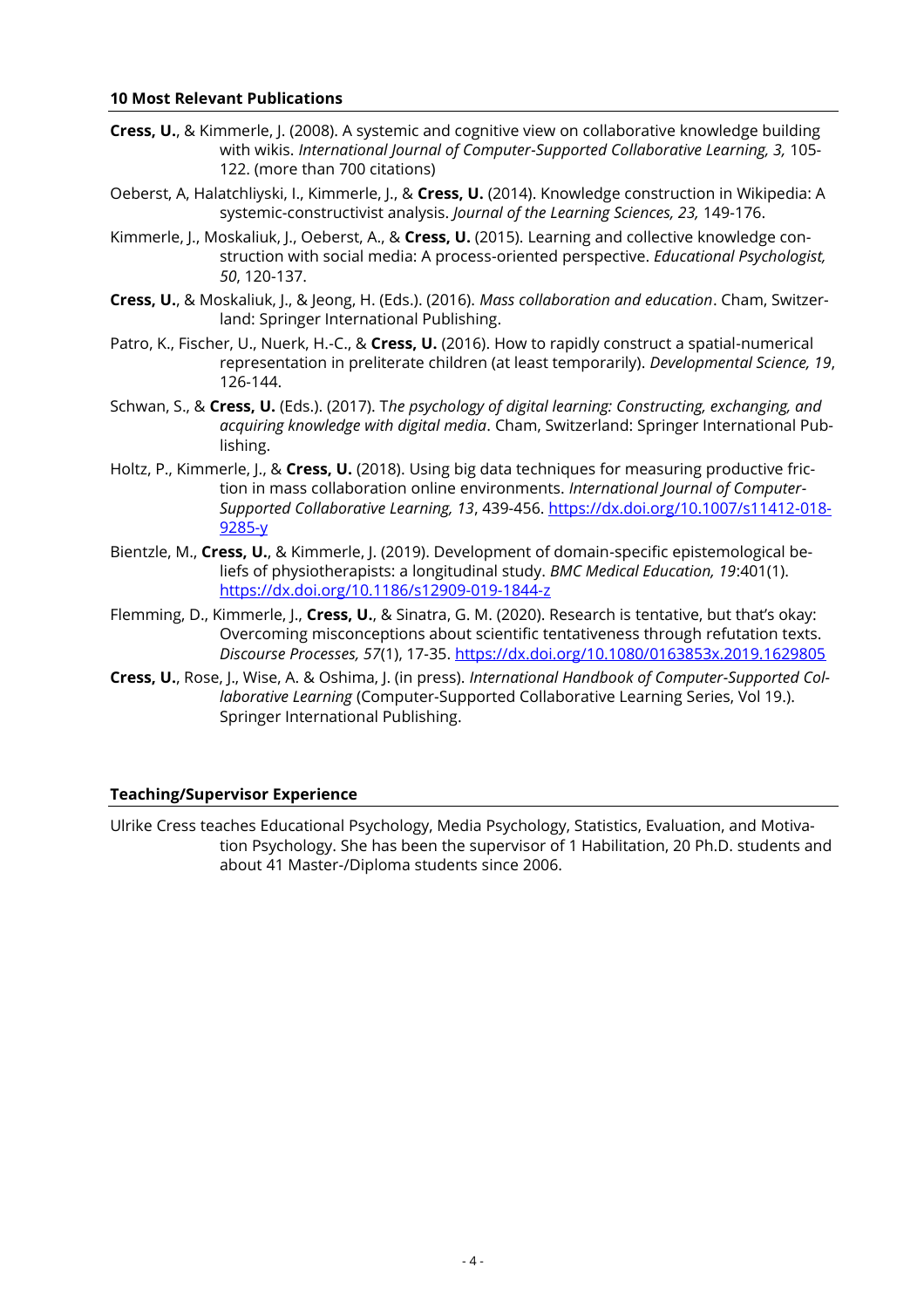**10 Most Relevant Publications**

**Cress, U.**, & Kimmerle, J. (2008). A systemic and cognitive view on collaborative knowledge building with wikis. *International Journal of Computer-Supported Collaborative Learning, 3,* 105-122. (more than 700 citations)

Oeberst, A, Halatchliyski, I., Kimmerle, J., & **Cress, U.** (2014). Knowledge construction in Wikipedia: A systemic-constructivist analysis. *Journal of the Learning Sciences, 23,* 149-176.

Kimmerle, J., Moskaliuk, J., Oeberst, A., & **Cress, U.** (2015). Learning and collective knowledge construction with social media: A process-oriented perspective. *Educational Psychologist, 50*, 120-137.

**Cress, U.**, & Moskaliuk, J., & Jeong, H. (Eds.). (2016). *Mass collaboration and education*. Cham, Switzerland: Springer International Publishing.

Patro, K., Fischer, U., Nuerk, H.-C., & **Cress, U.** (2016). How to rapidly construct a spatial-numerical representation in preliterate children (at least temporarily). *Developmental Science, 19*, 126-144.

Schwan, S., & **Cress, U.** (Eds.). (2017). T*he psychology of digital learning: Constructing, exchanging, and acquiring knowledge with digital media*. Cham, Switzerland: Springer International Publishing.

Holtz, P., Kimmerle, J., & **Cress, U.** (2018). Using big data techniques for measuring productive friction in mass collaboration online environments. *International Journal of Computer-Supported Collaborative Learning, 13*, 439-456. https://dx.doi.org/10.1007/s11412-018-9285-y

Bientzle, M., **Cress, U.**, & Kimmerle, J. (2019). Development of domain-specific epistemological beliefs of physiotherapists: a longitudinal study. *BMC Medical Education, 19*:401(1). https://dx.doi.org/10.1186/s12909-019-1844-z

Flemming, D., Kimmerle, J., **Cress, U.**, & Sinatra, G. M. (2020). Research is tentative, but that's okay: Overcoming misconceptions about scientific tentativeness through refutation texts. *Discourse Processes, 57*(1), 17-35. https://dx.doi.org/10.1080/0163853x.2019.1629805

**Cress, U.**, Rose, J., Wise, A. & Oshima, J. (in press). *International Handbook of Computer-Supported Collaborative Learning* (Computer-Supported Collaborative Learning Series, Vol 19.). Springer International Publishing.

**Teaching/Supervisor Experience**

Ulrike Cress teaches Educational Psychology, Media Psychology, Statistics, Evaluation, and Motivation Psychology. She has been the supervisor of 1 Habilitation, 20 Ph.D. students and about 41 Master-/Diploma students since 2006.